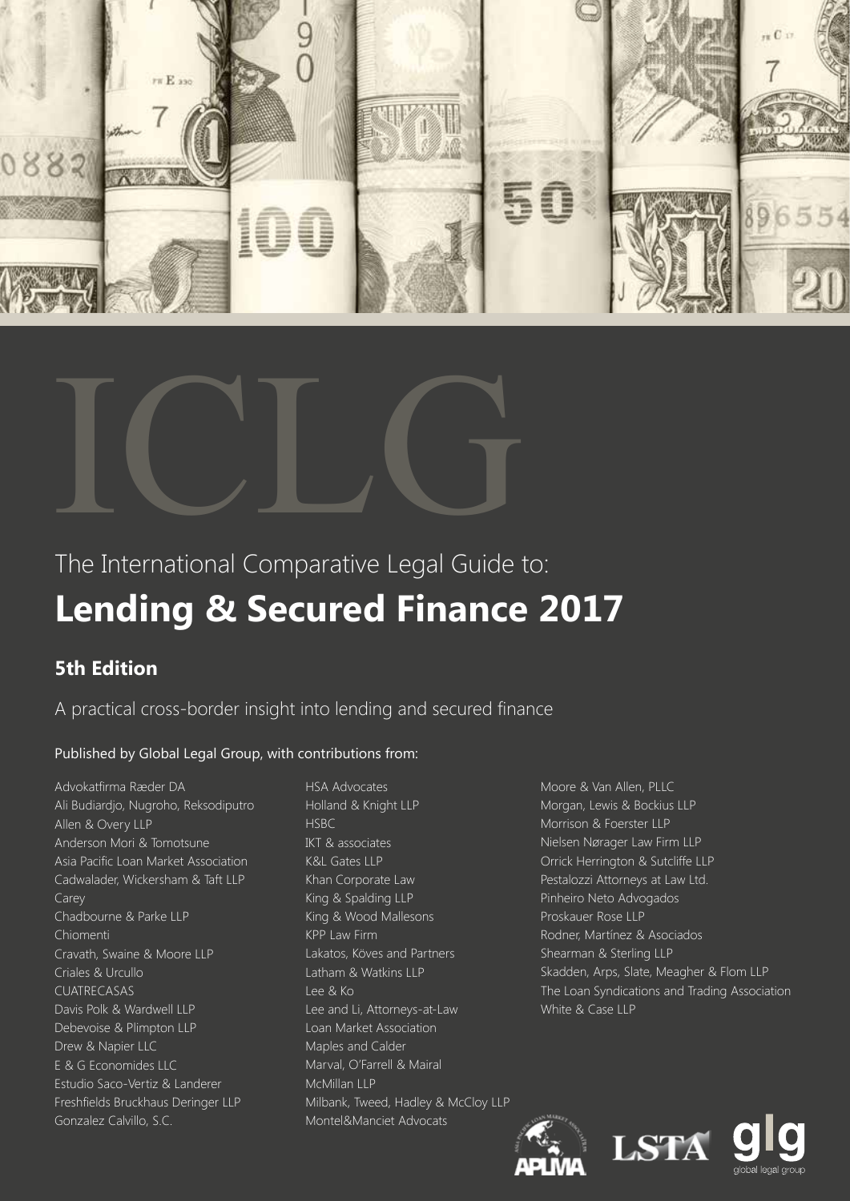# ICLG

The International Comparative Legal Guide to:

## Lending & Secured Finance 2017

### 5th Edition

A practical cross-border insight into lending and secured finance

Published by Global Legal Group, with contributions from:

Advokatfirma Ræder DA
Ali Budiardjo, Nugroho, Reksodiputro
Allen & Overy LLP
Anderson Mori & Tomotsune
Asia Pacific Loan Market Association
Cadwalader, Wickersham & Taft LLP
Carey
Chadbourne & Parke LLP
Chiomenti
Cravath, Swaine & Moore LLP
Criales & Urcullo
CUATRECASAS
Davis Polk & Wardwell LLP
Debevoise & Plimpton LLP
Drew & Napier LLC
E & G Economides LLC
Estudio Saco-Vertiz & Landerer
Freshfields Bruckhaus Deringer LLP
Gonzalez Calvillo, S.C.
HSA Advocates
Holland & Knight LLP
HSBC
IKT & associates
K&L Gates LLP
Khan Corporate Law
King & Spalding LLP
King & Wood Mallesons
KPP Law Firm
Lakatos, Köves and Partners
Latham & Watkins LLP
Lee & Ko
Lee and Li, Attorneys-at-Law
Loan Market Association
Maples and Calder
Marval, O'Farrell & Mairal
McMillan LLP
Milbank, Tweed, Hadley & McCloy LLP
Montel&Manciet Advocats
Moore & Van Allen, PLLC
Morgan, Lewis & Bockius LLP
Morrison & Foerster LLP
Nielsen Nørager Law Firm LLP
Orrick Herrington & Sutcliffe LLP
Pestalozzi Attorneys at Law Ltd.
Pinheiro Neto Advogados
Proskauer Rose LLP
Rodner, Martínez & Asociados
Shearman & Sterling LLP
Skadden, Arps, Slate, Meagher & Flom LLP
The Loan Syndications and Trading Association
White & Case LLP

APLMA LSTA glg global legal group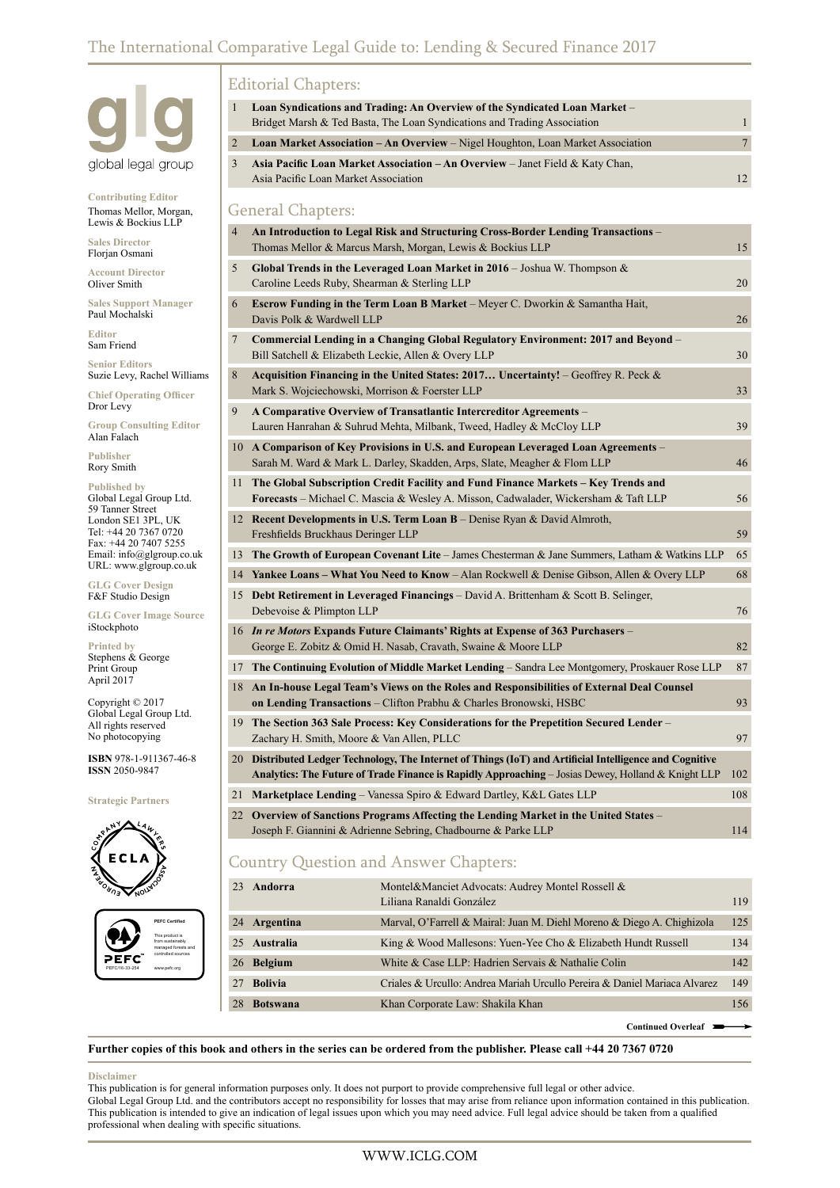# The International Comparative Legal Guide to: Lending & Secured Finance 2017

global legal group

**Contributing Editor**
Thomas Mellor, Morgan, Lewis & Bockius LLP

**Sales Director**
Florjan Osmani

**Account Director**
Oliver Smith

**Sales Support Manager**
Paul Mochalski

**Editor**
Sam Friend

**Senior Editors**
Suzie Levy, Rachel Williams

**Chief Operating Officer**
Dror Levy

**Group Consulting Editor**
Alan Falach

**Publisher**
Rory Smith

**Published by**
Global Legal Group Ltd.
59 Tanner Street
London SE1 3PL, UK
Tel: +44 20 7367 0720
Fax: +44 20 7407 5255
Email: info@glgroup.co.uk
URL: www.glgroup.co.uk

**GLG Cover Design**
F&F Studio Design

**GLG Cover Image Source**
iStockphoto

**Printed by**
Stephens & George
Print Group
April 2017

Copyright © 2017
Global Legal Group Ltd.
All rights reserved
No photocopying

**ISBN** 978-1-911367-46-8
**ISSN** 2050-9847

**Strategic Partners**

## Editorial Chapters:

| | | |
|---|---|---|
| 1 | **Loan Syndications and Trading: An Overview of the Syndicated Loan Market** – Bridget Marsh & Ted Basta, The Loan Syndications and Trading Association | 1 |
| 2 | **Loan Market Association – An Overview** – Nigel Houghton, Loan Market Association | 7 |
| 3 | **Asia Pacific Loan Market Association – An Overview** – Janet Field & Katy Chan, Asia Pacific Loan Market Association | 12 |

## General Chapters:

| | | |
|---|---|---|
| 4 | **An Introduction to Legal Risk and Structuring Cross-Border Lending Transactions** – Thomas Mellor & Marcus Marsh, Morgan, Lewis & Bockius LLP | 15 |
| 5 | **Global Trends in the Leveraged Loan Market in 2016** – Joshua W. Thompson & Caroline Leeds Ruby, Shearman & Sterling LLP | 20 |
| 6 | **Escrow Funding in the Term Loan B Market** – Meyer C. Dworkin & Samantha Hait, Davis Polk & Wardwell LLP | 26 |
| 7 | **Commercial Lending in a Changing Global Regulatory Environment: 2017 and Beyond** – Bill Satchell & Elizabeth Leckie, Allen & Overy LLP | 30 |
| 8 | **Acquisition Financing in the United States: 2017… Uncertainty!** – Geoffrey R. Peck & Mark S. Wojciechowski, Morrison & Foerster LLP | 33 |
| 9 | **A Comparative Overview of Transatlantic Intercreditor Agreements** – Lauren Hanrahan & Suhrud Mehta, Milbank, Tweed, Hadley & McCloy LLP | 39 |
| 10 | **A Comparison of Key Provisions in U.S. and European Leveraged Loan Agreements** – Sarah M. Ward & Mark L. Darley, Skadden, Arps, Slate, Meagher & Flom LLP | 46 |
| 11 | **The Global Subscription Credit Facility and Fund Finance Markets – Key Trends and Forecasts** – Michael C. Mascia & Wesley A. Misson, Cadwalader, Wickersham & Taft LLP | 56 |
| 12 | **Recent Developments in U.S. Term Loan B** – Denise Ryan & David Almroth, Freshfields Bruckhaus Deringer LLP | 59 |
| 13 | **The Growth of European Covenant Lite** – James Chesterman & Jane Summers, Latham & Watkins LLP | 65 |
| 14 | **Yankee Loans – What You Need to Know** – Alan Rockwell & Denise Gibson, Allen & Overy LLP | 68 |
| 15 | **Debt Retirement in Leveraged Financings** – David A. Brittenham & Scott B. Selinger, Debevoise & Plimpton LLP | 76 |
| 16 | ***In re Motors* Expands Future Claimants' Rights at Expense of 363 Purchasers** – George E. Zobitz & Omid H. Nasab, Cravath, Swaine & Moore LLP | 82 |
| 17 | **The Continuing Evolution of Middle Market Lending** – Sandra Lee Montgomery, Proskauer Rose LLP | 87 |
| 18 | **An In-house Legal Team's Views on the Roles and Responsibilities of External Deal Counsel on Lending Transactions** – Clifton Prabhu & Charles Bronowski, HSBC | 93 |
| 19 | **The Section 363 Sale Process: Key Considerations for the Prepetition Secured Lender** – Zachary H. Smith, Moore & Van Allen, PLLC | 97 |
| 20 | **Distributed Ledger Technology, The Internet of Things (IoT) and Artificial Intelligence and Cognitive Analytics: The Future of Trade Finance is Rapidly Approaching** – Josias Dewey, Holland & Knight LLP | 102 |
| 21 | **Marketplace Lending** – Vanessa Spiro & Edward Dartley, K&L Gates LLP | 108 |
| 22 | **Overview of Sanctions Programs Affecting the Lending Market in the United States** – Joseph F. Giannini & Adrienne Sebring, Chadbourne & Parke LLP | 114 |

## Country Question and Answer Chapters:

| | | | |
|---|---|---|---|
| 23 | **Andorra** | Montel&Manciet Advocats: Audrey Montel Rossell & Liliana Ranaldi González | 119 |
| 24 | **Argentina** | Marval, O'Farrell & Mairal: Juan M. Diehl Moreno & Diego A. Chighizola | 125 |
| 25 | **Australia** | King & Wood Mallesons: Yuen-Yee Cho & Elizabeth Hundt Russell | 134 |
| 26 | **Belgium** | White & Case LLP: Hadrien Servais & Nathalie Colin | 142 |
| 27 | **Bolivia** | Criales & Urcullo: Andrea Mariah Urcullo Pereira & Daniel Mariaca Alvarez | 149 |
| 28 | **Botswana** | Khan Corporate Law: Shakila Khan | 156 |

**Continued Overleaf**

**Further copies of this book and others in the series can be ordered from the publisher. Please call +44 20 7367 0720**

**Disclaimer**
This publication is for general information purposes only. It does not purport to provide comprehensive full legal or other advice.
Global Legal Group Ltd. and the contributors accept no responsibility for losses that may arise from reliance upon information contained in this publication.
This publication is intended to give an indication of legal issues upon which you may need advice. Full legal advice should be taken from a qualified professional when dealing with specific situations.

WWW.ICLG.COM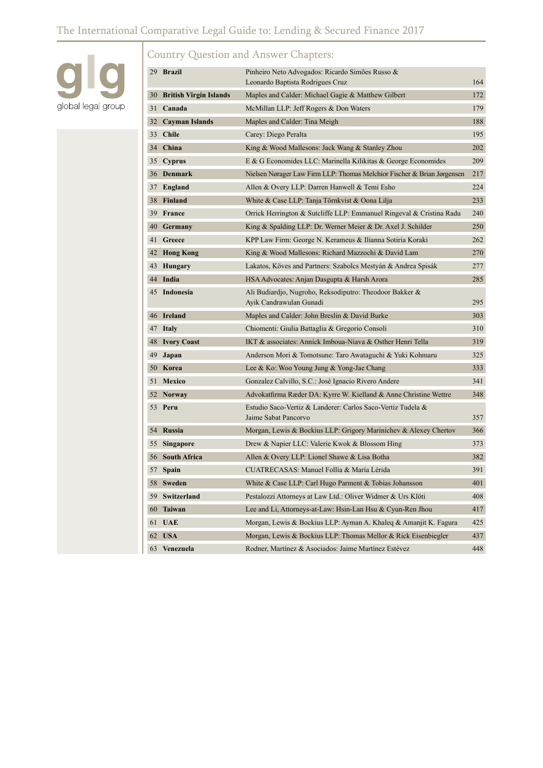## Country Question and Answer Chapters:

| | | | |
|---|---|---|---|
| 29 | **Brazil** | Pinheiro Neto Advogados: Ricardo Simões Russo & Leonardo Baptista Rodrigues Cruz | 164 |
| 30 | **British Virgin Islands** | Maples and Calder: Michael Gagie & Matthew Gilbert | 172 |
| 31 | **Canada** | McMillan LLP: Jeff Rogers & Don Waters | 179 |
| 32 | **Cayman Islands** | Maples and Calder: Tina Meigh | 188 |
| 33 | **Chile** | Carey: Diego Peralta | 195 |
| 34 | **China** | King & Wood Mallesons: Jack Wang & Stanley Zhou | 202 |
| 35 | **Cyprus** | E & G Economides LLC: Marinella Kilikitas & George Economides | 209 |
| 36 | **Denmark** | Nielsen Nørager Law Firm LLP: Thomas Melchior Fischer & Brian Jørgensen | 217 |
| 37 | **England** | Allen & Overy LLP: Darren Hanwell & Temi Esho | 224 |
| 38 | **Finland** | White & Case LLP: Tanja Törnkvist & Oona Lilja | 233 |
| 39 | **France** | Orrick Herrington & Sutcliffe LLP: Emmanuel Ringeval & Cristina Radu | 240 |
| 40 | **Germany** | King & Spalding LLP: Dr. Werner Meier & Dr. Axel J. Schilder | 250 |
| 41 | **Greece** | KPP Law Firm: George N. Kerameus & Ilianna Sotiria Koraki | 262 |
| 42 | **Hong Kong** | King & Wood Mallesons: Richard Mazzochi & David Lam | 270 |
| 43 | **Hungary** | Lakatos, Köves and Partners: Szabolcs Mestyán & Andrea Spisák | 277 |
| 44 | **India** | HSA Advocates: Anjan Dasgupta & Harsh Arora | 285 |
| 45 | **Indonesia** | Ali Budiardjo, Nugroho, Reksodiputro: Theodoor Bakker & Ayik Candrawulan Gunadi | 295 |
| 46 | **Ireland** | Maples and Calder: John Breslin & David Burke | 303 |
| 47 | **Italy** | Chiomenti: Giulia Battaglia & Gregorio Consoli | 310 |
| 48 | **Ivory Coast** | IKT & associates: Annick Imboua-Niava & Osther Henri Tella | 319 |
| 49 | **Japan** | Anderson Mori & Tomotsune: Taro Awataguchi & Yuki Kohmaru | 325 |
| 50 | **Korea** | Lee & Ko: Woo Young Jung & Yong-Jae Chang | 333 |
| 51 | **Mexico** | Gonzalez Calvillo, S.C.: José Ignacio Rivero Andere | 341 |
| 52 | **Norway** | Advokatfirma Ræder DA: Kyrre W. Kielland & Anne Christine Wettre | 348 |
| 53 | **Peru** | Estudio Saco-Vertiz & Landerer: Carlos Saco-Vertiz Tudela & Jaime Sabat Pancorvo | 357 |
| 54 | **Russia** | Morgan, Lewis & Bockius LLP: Grigory Marinichev & Alexey Chertov | 366 |
| 55 | **Singapore** | Drew & Napier LLC: Valerie Kwok & Blossom Hing | 373 |
| 56 | **South Africa** | Allen & Overy LLP: Lionel Shawe & Lisa Botha | 382 |
| 57 | **Spain** | CUATRECASAS: Manuel Follía & María Lérida | 391 |
| 58 | **Sweden** | White & Case LLP: Carl Hugo Parment & Tobias Johansson | 401 |
| 59 | **Switzerland** | Pestalozzi Attorneys at Law Ltd.: Oliver Widmer & Urs Klöti | 408 |
| 60 | **Taiwan** | Lee and Li, Attorneys-at-Law: Hsin-Lan Hsu & Cyun-Ren Jhou | 417 |
| 61 | **UAE** | Morgan, Lewis & Bockius LLP: Ayman A. Khaleq & Amanjit K. Fagura | 425 |
| 62 | **USA** | Morgan, Lewis & Bockius LLP: Thomas Mellor & Rick Eisenbiegler | 437 |
| 63 | **Venezuela** | Rodner, Martínez & Asociados: Jaime Martínez Estévez | 448 |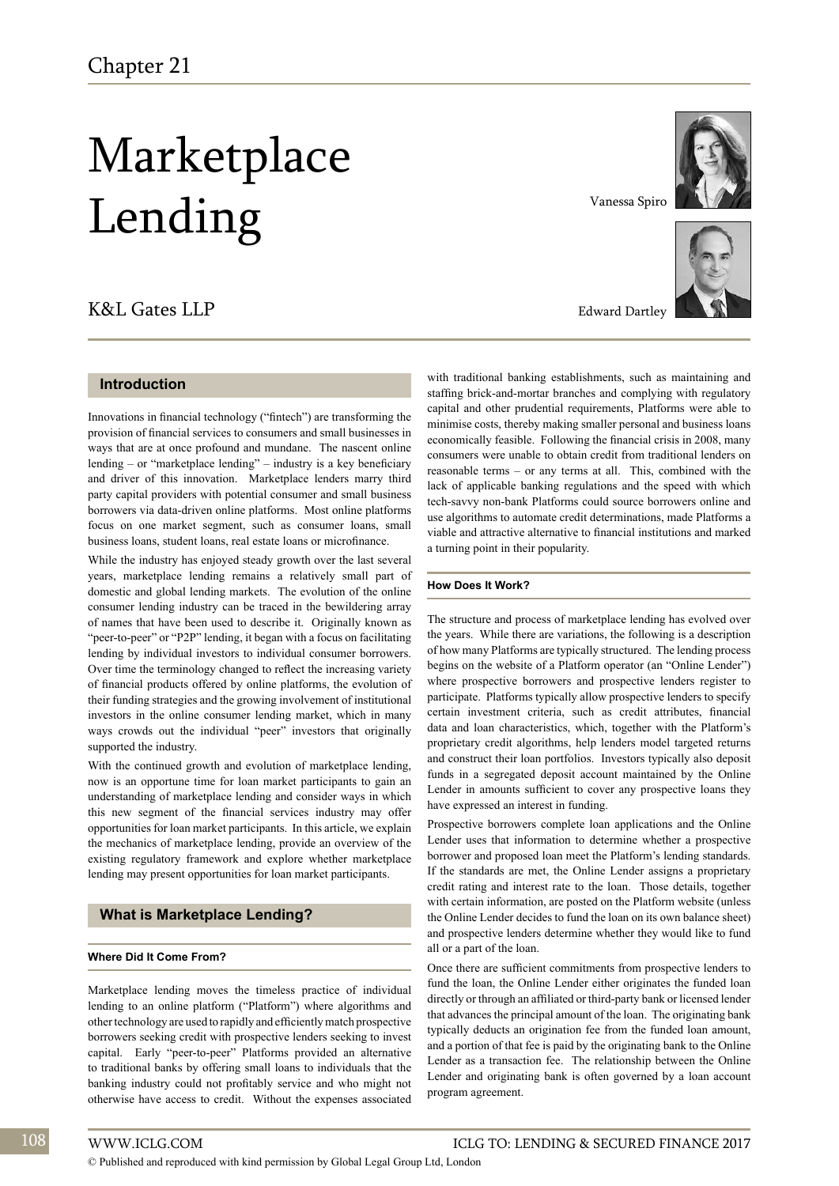Chapter 21

# Marketplace Lending

K&L Gates LLP

Vanessa Spiro

Edward Dartley

## Introduction

Innovations in financial technology ("fintech") are transforming the provision of financial services to consumers and small businesses in ways that are at once profound and mundane. The nascent online lending – or "marketplace lending" – industry is a key beneficiary and driver of this innovation. Marketplace lenders marry third party capital providers with potential consumer and small business borrowers via data-driven online platforms. Most online platforms focus on one market segment, such as consumer loans, small business loans, student loans, real estate loans or microfinance.

While the industry has enjoyed steady growth over the last several years, marketplace lending remains a relatively small part of domestic and global lending markets. The evolution of the online consumer lending industry can be traced in the bewildering array of names that have been used to describe it. Originally known as "peer-to-peer" or "P2P" lending, it began with a focus on facilitating lending by individual investors to individual consumer borrowers. Over time the terminology changed to reflect the increasing variety of financial products offered by online platforms, the evolution of their funding strategies and the growing involvement of institutional investors in the online consumer lending market, which in many ways crowds out the individual "peer" investors that originally supported the industry.

With the continued growth and evolution of marketplace lending, now is an opportune time for loan market participants to gain an understanding of marketplace lending and consider ways in which this new segment of the financial services industry may offer opportunities for loan market participants. In this article, we explain the mechanics of marketplace lending, provide an overview of the existing regulatory framework and explore whether marketplace lending may present opportunities for loan market participants.

## What is Marketplace Lending?

### Where Did It Come From?

Marketplace lending moves the timeless practice of individual lending to an online platform ("Platform") where algorithms and other technology are used to rapidly and efficiently match prospective borrowers seeking credit with prospective lenders seeking to invest capital. Early "peer-to-peer" Platforms provided an alternative to traditional banks by offering small loans to individuals that the banking industry could not profitably service and who might not otherwise have access to credit. Without the expenses associated with traditional banking establishments, such as maintaining and staffing brick-and-mortar branches and complying with regulatory capital and other prudential requirements, Platforms were able to minimise costs, thereby making smaller personal and business loans economically feasible. Following the financial crisis in 2008, many consumers were unable to obtain credit from traditional lenders on reasonable terms – or any terms at all. This, combined with the lack of applicable banking regulations and the speed with which tech-savvy non-bank Platforms could source borrowers online and use algorithms to automate credit determinations, made Platforms a viable and attractive alternative to financial institutions and marked a turning point in their popularity.

### How Does It Work?

The structure and process of marketplace lending has evolved over the years. While there are variations, the following is a description of how many Platforms are typically structured. The lending process begins on the website of a Platform operator (an "Online Lender") where prospective borrowers and prospective lenders register to participate. Platforms typically allow prospective lenders to specify certain investment criteria, such as credit attributes, financial data and loan characteristics, which, together with the Platform's proprietary credit algorithms, help lenders model targeted returns and construct their loan portfolios. Investors typically also deposit funds in a segregated deposit account maintained by the Online Lender in amounts sufficient to cover any prospective loans they have expressed an interest in funding.

Prospective borrowers complete loan applications and the Online Lender uses that information to determine whether a prospective borrower and proposed loan meet the Platform's lending standards. If the standards are met, the Online Lender assigns a proprietary credit rating and interest rate to the loan. Those details, together with certain information, are posted on the Platform website (unless the Online Lender decides to fund the loan on its own balance sheet) and prospective lenders determine whether they would like to fund all or a part of the loan.

Once there are sufficient commitments from prospective lenders to fund the loan, the Online Lender either originates the funded loan directly or through an affiliated or third-party bank or licensed lender that advances the principal amount of the loan. The originating bank typically deducts an origination fee from the funded loan amount, and a portion of that fee is paid by the originating bank to the Online Lender as a transaction fee. The relationship between the Online Lender and originating bank is often governed by a loan account program agreement.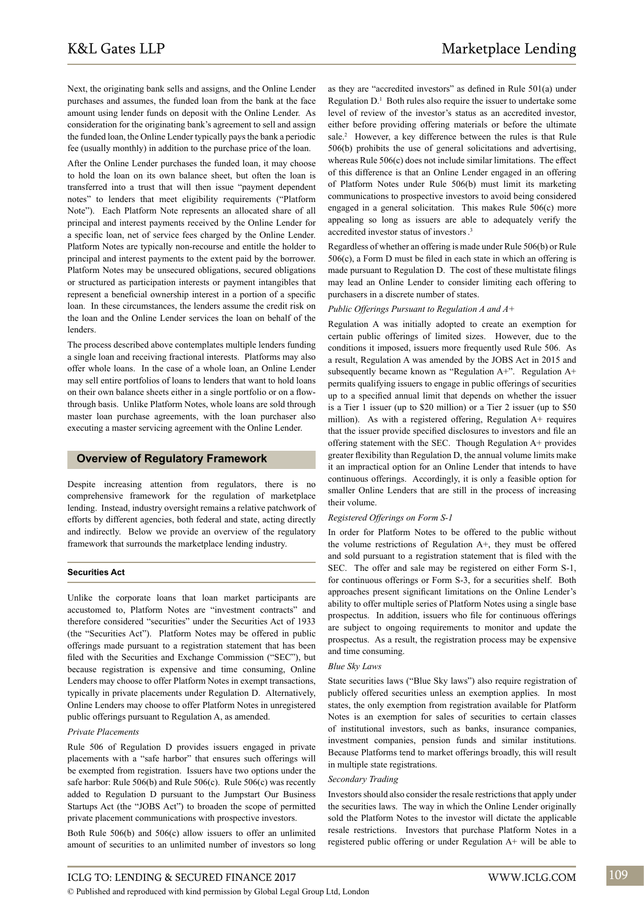Next, the originating bank sells and assigns, and the Online Lender purchases and assumes, the funded loan from the bank at the face amount using lender funds on deposit with the Online Lender. As consideration for the originating bank's agreement to sell and assign the funded loan, the Online Lender typically pays the bank a periodic fee (usually monthly) in addition to the purchase price of the loan.

After the Online Lender purchases the funded loan, it may choose to hold the loan on its own balance sheet, but often the loan is transferred into a trust that will then issue "payment dependent notes" to lenders that meet eligibility requirements ("Platform Note"). Each Platform Note represents an allocated share of all principal and interest payments received by the Online Lender for a specific loan, net of service fees charged by the Online Lender. Platform Notes are typically non-recourse and entitle the holder to principal and interest payments to the extent paid by the borrower. Platform Notes may be unsecured obligations, secured obligations or structured as participation interests or payment intangibles that represent a beneficial ownership interest in a portion of a specific loan. In these circumstances, the lenders assume the credit risk on the loan and the Online Lender services the loan on behalf of the lenders.

The process described above contemplates multiple lenders funding a single loan and receiving fractional interests. Platforms may also offer whole loans. In the case of a whole loan, an Online Lender may sell entire portfolios of loans to lenders that want to hold loans on their own balance sheets either in a single portfolio or on a flow-through basis. Unlike Platform Notes, whole loans are sold through master loan purchase agreements, with the loan purchaser also executing a master servicing agreement with the Online Lender.

## Overview of Regulatory Framework

Despite increasing attention from regulators, there is no comprehensive framework for the regulation of marketplace lending. Instead, industry oversight remains a relative patchwork of efforts by different agencies, both federal and state, acting directly and indirectly. Below we provide an overview of the regulatory framework that surrounds the marketplace lending industry.

### Securities Act

Unlike the corporate loans that loan market participants are accustomed to, Platform Notes are "investment contracts" and therefore considered "securities" under the Securities Act of 1933 (the "Securities Act"). Platform Notes may be offered in public offerings made pursuant to a registration statement that has been filed with the Securities and Exchange Commission ("SEC"), but because registration is expensive and time consuming, Online Lenders may choose to offer Platform Notes in exempt transactions, typically in private placements under Regulation D. Alternatively, Online Lenders may choose to offer Platform Notes in unregistered public offerings pursuant to Regulation A, as amended.

*Private Placements*

Rule 506 of Regulation D provides issuers engaged in private placements with a "safe harbor" that ensures such offerings will be exempted from registration. Issuers have two options under the safe harbor: Rule 506(b) and Rule 506(c). Rule 506(c) was recently added to Regulation D pursuant to the Jumpstart Our Business Startups Act (the "JOBS Act") to broaden the scope of permitted private placement communications with prospective investors.

Both Rule 506(b) and 506(c) allow issuers to offer an unlimited amount of securities to an unlimited number of investors so long as they are "accredited investors" as defined in Rule 501(a) under Regulation D.[1] Both rules also require the issuer to undertake some level of review of the investor's status as an accredited investor, either before providing offering materials or before the ultimate sale.[2] However, a key difference between the rules is that Rule 506(b) prohibits the use of general solicitations and advertising, whereas Rule 506(c) does not include similar limitations. The effect of this difference is that an Online Lender engaged in an offering of Platform Notes under Rule 506(b) must limit its marketing communications to prospective investors to avoid being considered engaged in a general solicitation. This makes Rule 506(c) more appealing so long as issuers are able to adequately verify the accredited investor status of investors.[3]

Regardless of whether an offering is made under Rule 506(b) or Rule 506(c), a Form D must be filed in each state in which an offering is made pursuant to Regulation D. The cost of these multistate filings may lead an Online Lender to consider limiting each offering to purchasers in a discrete number of states.

*Public Offerings Pursuant to Regulation A and A+*

Regulation A was initially adopted to create an exemption for certain public offerings of limited sizes. However, due to the conditions it imposed, issuers more frequently used Rule 506. As a result, Regulation A was amended by the JOBS Act in 2015 and subsequently became known as "Regulation A+". Regulation A+ permits qualifying issuers to engage in public offerings of securities up to a specified annual limit that depends on whether the issuer is a Tier 1 issuer (up to $20 million) or a Tier 2 issuer (up to $50 million). As with a registered offering, Regulation A+ requires that the issuer provide specified disclosures to investors and file an offering statement with the SEC. Though Regulation A+ provides greater flexibility than Regulation D, the annual volume limits make it an impractical option for an Online Lender that intends to have continuous offerings. Accordingly, it is only a feasible option for smaller Online Lenders that are still in the process of increasing their volume.

*Registered Offerings on Form S-1*

In order for Platform Notes to be offered to the public without the volume restrictions of Regulation A+, they must be offered and sold pursuant to a registration statement that is filed with the SEC. The offer and sale may be registered on either Form S-1, for continuous offerings or Form S-3, for a securities shelf. Both approaches present significant limitations on the Online Lender's ability to offer multiple series of Platform Notes using a single base prospectus. In addition, issuers who file for continuous offerings are subject to ongoing requirements to monitor and update the prospectus. As a result, the registration process may be expensive and time consuming.

*Blue Sky Laws*

State securities laws ("Blue Sky laws") also require registration of publicly offered securities unless an exemption applies. In most states, the only exemption from registration available for Platform Notes is an exemption for sales of securities to certain classes of institutional investors, such as banks, insurance companies, investment companies, pension funds and similar institutions. Because Platforms tend to market offerings broadly, this will result in multiple state registrations.

*Secondary Trading*

Investors should also consider the resale restrictions that apply under the securities laws. The way in which the Online Lender originally sold the Platform Notes to the investor will dictate the applicable resale restrictions. Investors that purchase Platform Notes in a registered public offering or under Regulation A+ will be able to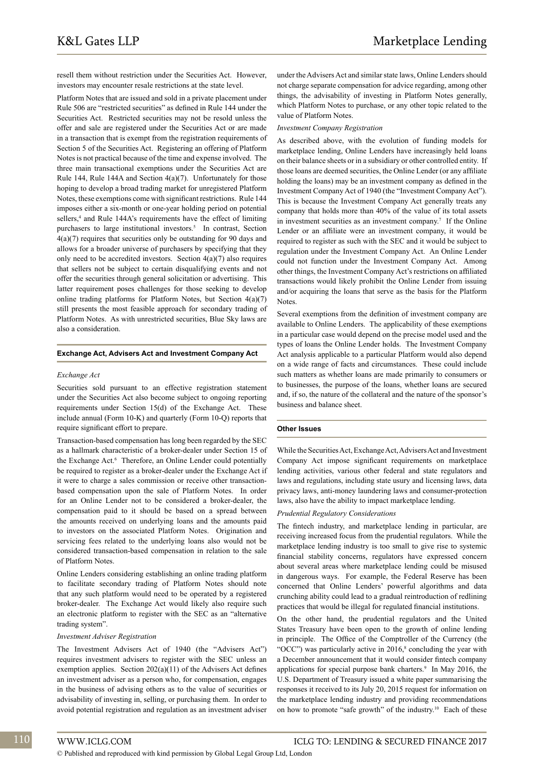resell them without restriction under the Securities Act. However, investors may encounter resale restrictions at the state level.

Platform Notes that are issued and sold in a private placement under Rule 506 are "restricted securities" as defined in Rule 144 under the Securities Act. Restricted securities may not be resold unless the offer and sale are registered under the Securities Act or are made in a transaction that is exempt from the registration requirements of Section 5 of the Securities Act. Registering an offering of Platform Notes is not practical because of the time and expense involved. The three main transactional exemptions under the Securities Act are Rule 144, Rule 144A and Section 4(a)(7). Unfortunately for those hoping to develop a broad trading market for unregistered Platform Notes, these exemptions come with significant restrictions. Rule 144 imposes either a six-month or one-year holding period on potential sellers,[4] and Rule 144A's requirements have the effect of limiting purchasers to large institutional investors.[5] In contrast, Section 4(a)(7) requires that securities only be outstanding for 90 days and allows for a broader universe of purchasers by specifying that they only need to be accredited investors. Section 4(a)(7) also requires that sellers not be subject to certain disqualifying events and not offer the securities through general solicitation or advertising. This latter requirement poses challenges for those seeking to develop online trading platforms for Platform Notes, but Section 4(a)(7) still presents the most feasible approach for secondary trading of Platform Notes. As with unrestricted securities, Blue Sky laws are also a consideration.

## Exchange Act, Advisers Act and Investment Company Act

*Exchange Act*

Securities sold pursuant to an effective registration statement under the Securities Act also become subject to ongoing reporting requirements under Section 15(d) of the Exchange Act. These include annual (Form 10-K) and quarterly (Form 10-Q) reports that require significant effort to prepare.

Transaction-based compensation has long been regarded by the SEC as a hallmark characteristic of a broker-dealer under Section 15 of the Exchange Act.[6] Therefore, an Online Lender could potentially be required to register as a broker-dealer under the Exchange Act if it were to charge a sales commission or receive other transaction-based compensation upon the sale of Platform Notes. In order for an Online Lender not to be considered a broker-dealer, the compensation paid to it should be based on a spread between the amounts received on underlying loans and the amounts paid to investors on the associated Platform Notes. Origination and servicing fees related to the underlying loans also would not be considered transaction-based compensation in relation to the sale of Platform Notes.

Online Lenders considering establishing an online trading platform to facilitate secondary trading of Platform Notes should note that any such platform would need to be operated by a registered broker-dealer. The Exchange Act would likely also require such an electronic platform to register with the SEC as an "alternative trading system".

*Investment Adviser Registration*

The Investment Advisers Act of 1940 (the "Advisers Act") requires investment advisers to register with the SEC unless an exemption applies. Section 202(a)(11) of the Advisers Act defines an investment adviser as a person who, for compensation, engages in the business of advising others as to the value of securities or advisability of investing in, selling, or purchasing them. In order to avoid potential registration and regulation as an investment adviser under the Advisers Act and similar state laws, Online Lenders should not charge separate compensation for advice regarding, among other things, the advisability of investing in Platform Notes generally, which Platform Notes to purchase, or any other topic related to the value of Platform Notes.

*Investment Company Registration*

As described above, with the evolution of funding models for marketplace lending, Online Lenders have increasingly held loans on their balance sheets or in a subsidiary or other controlled entity. If those loans are deemed securities, the Online Lender (or any affiliate holding the loans) may be an investment company as defined in the Investment Company Act of 1940 (the "Investment Company Act"). This is because the Investment Company Act generally treats any company that holds more than 40% of the value of its total assets in investment securities as an investment company.[7] If the Online Lender or an affiliate were an investment company, it would be required to register as such with the SEC and it would be subject to regulation under the Investment Company Act. An Online Lender could not function under the Investment Company Act. Among other things, the Investment Company Act's restrictions on affiliated transactions would likely prohibit the Online Lender from issuing and/or acquiring the loans that serve as the basis for the Platform Notes.

Several exemptions from the definition of investment company are available to Online Lenders. The applicability of these exemptions in a particular case would depend on the precise model used and the types of loans the Online Lender holds. The Investment Company Act analysis applicable to a particular Platform would also depend on a wide range of facts and circumstances. These could include such matters as whether loans are made primarily to consumers or to businesses, the purpose of the loans, whether loans are secured and, if so, the nature of the collateral and the nature of the sponsor's business and balance sheet.

## Other Issues

While the Securities Act, Exchange Act, Advisers Act and Investment Company Act impose significant requirements on marketplace lending activities, various other federal and state regulators and laws and regulations, including state usury and licensing laws, data privacy laws, anti-money laundering laws and consumer-protection laws, also have the ability to impact marketplace lending.

*Prudential Regulatory Considerations*

The fintech industry, and marketplace lending in particular, are receiving increased focus from the prudential regulators. While the marketplace lending industry is too small to give rise to systemic financial stability concerns, regulators have expressed concern about several areas where marketplace lending could be misused in dangerous ways. For example, the Federal Reserve has been concerned that Online Lenders' powerful algorithms and data crunching ability could lead to a gradual reintroduction of redlining practices that would be illegal for regulated financial institutions.

On the other hand, the prudential regulators and the United States Treasury have been open to the growth of online lending in principle. The Office of the Comptroller of the Currency (the "OCC") was particularly active in 2016,[8] concluding the year with a December announcement that it would consider fintech company applications for special purpose bank charters.[9] In May 2016, the U.S. Department of Treasury issued a white paper summarising the responses it received to its July 20, 2015 request for information on the marketplace lending industry and providing recommendations on how to promote "safe growth" of the industry.[10] Each of these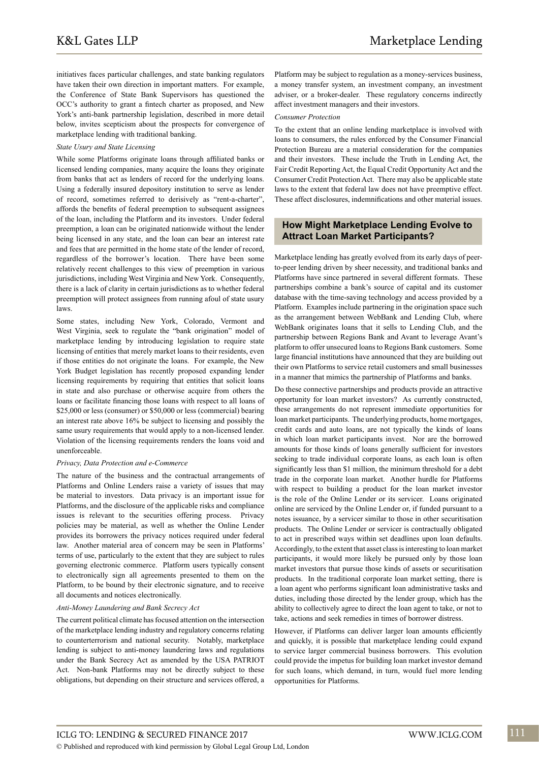initiatives faces particular challenges, and state banking regulators have taken their own direction in important matters. For example, the Conference of State Bank Supervisors has questioned the OCC's authority to grant a fintech charter as proposed, and New York's anti-bank partnership legislation, described in more detail below, invites scepticism about the prospects for convergence of marketplace lending with traditional banking.

*State Usury and State Licensing*

While some Platforms originate loans through affiliated banks or licensed lending companies, many acquire the loans they originate from banks that act as lenders of record for the underlying loans. Using a federally insured depository institution to serve as lender of record, sometimes referred to derisively as "rent-a-charter", affords the benefits of federal preemption to subsequent assignees of the loan, including the Platform and its investors. Under federal preemption, a loan can be originated nationwide without the lender being licensed in any state, and the loan can bear an interest rate and fees that are permitted in the home state of the lender of record, regardless of the borrower's location. There have been some relatively recent challenges to this view of preemption in various jurisdictions, including West Virginia and New York. Consequently, there is a lack of clarity in certain jurisdictions as to whether federal preemption will protect assignees from running afoul of state usury laws.

Some states, including New York, Colorado, Vermont and West Virginia, seek to regulate the "bank origination" model of marketplace lending by introducing legislation to require state licensing of entities that merely market loans to their residents, even if those entities do not originate the loans. For example, the New York Budget legislation has recently proposed expanding lender licensing requirements by requiring that entities that solicit loans in state and also purchase or otherwise acquire from others the loans or facilitate financing those loans with respect to all loans of $25,000 or less (consumer) or $50,000 or less (commercial) bearing an interest rate above 16% be subject to licensing and possibly the same usury requirements that would apply to a non-licensed lender. Violation of the licensing requirements renders the loans void and unenforceable.

*Privacy, Data Protection and e-Commerce*

The nature of the business and the contractual arrangements of Platforms and Online Lenders raise a variety of issues that may be material to investors. Data privacy is an important issue for Platforms, and the disclosure of the applicable risks and compliance issues is relevant to the securities offering process. Privacy policies may be material, as well as whether the Online Lender provides its borrowers the privacy notices required under federal law. Another material area of concern may be seen in Platforms' terms of use, particularly to the extent that they are subject to rules governing electronic commerce. Platform users typically consent to electronically sign all agreements presented to them on the Platform, to be bound by their electronic signature, and to receive all documents and notices electronically.

*Anti-Money Laundering and Bank Secrecy Act*

The current political climate has focused attention on the intersection of the marketplace lending industry and regulatory concerns relating to counterterrorism and national security. Notably, marketplace lending is subject to anti-money laundering laws and regulations under the Bank Secrecy Act as amended by the USA PATRIOT Act. Non-bank Platforms may not be directly subject to these obligations, but depending on their structure and services offered, a Platform may be subject to regulation as a money-services business, a money transfer system, an investment company, an investment adviser, or a broker-dealer. These regulatory concerns indirectly affect investment managers and their investors.

*Consumer Protection*

To the extent that an online lending marketplace is involved with loans to consumers, the rules enforced by the Consumer Financial Protection Bureau are a material consideration for the companies and their investors. These include the Truth in Lending Act, the Fair Credit Reporting Act, the Equal Credit Opportunity Act and the Consumer Credit Protection Act. There may also be applicable state laws to the extent that federal law does not have preemptive effect. These affect disclosures, indemnifications and other material issues.

## How Might Marketplace Lending Evolve to Attract Loan Market Participants?

Marketplace lending has greatly evolved from its early days of peer-to-peer lending driven by sheer necessity, and traditional banks and Platforms have since partnered in several different formats. These partnerships combine a bank's source of capital and its customer database with the time-saving technology and access provided by a Platform. Examples include partnering in the origination space such as the arrangement between WebBank and Lending Club, where WebBank originates loans that it sells to Lending Club, and the partnership between Regions Bank and Avant to leverage Avant's platform to offer unsecured loans to Regions Bank customers. Some large financial institutions have announced that they are building out their own Platforms to service retail customers and small businesses in a manner that mimics the partnership of Platforms and banks.

Do these connective partnerships and products provide an attractive opportunity for loan market investors? As currently constructed, these arrangements do not represent immediate opportunities for loan market participants. The underlying products, home mortgages, credit cards and auto loans, are not typically the kinds of loans in which loan market participants invest. Nor are the borrowed amounts for those kinds of loans generally sufficient for investors seeking to trade individual corporate loans, as each loan is often significantly less than $1 million, the minimum threshold for a debt trade in the corporate loan market. Another hurdle for Platforms with respect to building a product for the loan market investor is the role of the Online Lender or its servicer. Loans originated online are serviced by the Online Lender or, if funded pursuant to a notes issuance, by a servicer similar to those in other securitisation products. The Online Lender or servicer is contractually obligated to act in prescribed ways within set deadlines upon loan defaults. Accordingly, to the extent that asset class is interesting to loan market participants, it would more likely be pursued only by those loan market investors that pursue those kinds of assets or securitisation products. In the traditional corporate loan market setting, there is a loan agent who performs significant loan administrative tasks and duties, including those directed by the lender group, which has the ability to collectively agree to direct the loan agent to take, or not to take, actions and seek remedies in times of borrower distress.

However, if Platforms can deliver larger loan amounts efficiently and quickly, it is possible that marketplace lending could expand to service larger commercial business borrowers. This evolution could provide the impetus for building loan market investor demand for such loans, which demand, in turn, would fuel more lending opportunities for Platforms.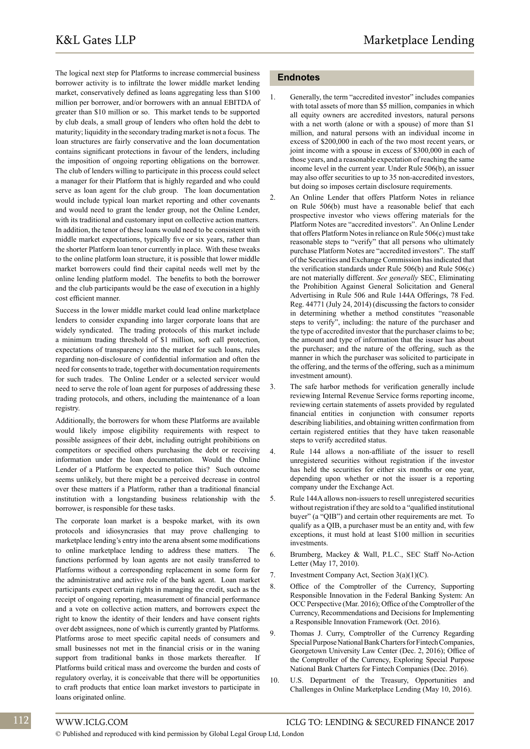The logical next step for Platforms to increase commercial business borrower activity is to infiltrate the lower middle market lending market, conservatively defined as loans aggregating less than $100 million per borrower, and/or borrowers with an annual EBITDA of greater than $10 million or so. This market tends to be supported by club deals, a small group of lenders who often hold the debt to maturity; liquidity in the secondary trading market is not a focus. The loan structures are fairly conservative and the loan documentation contains significant protections in favour of the lenders, including the imposition of ongoing reporting obligations on the borrower. The club of lenders willing to participate in this process could select a manager for their Platform that is highly regarded and who could serve as loan agent for the club group. The loan documentation would include typical loan market reporting and other covenants and would need to grant the lender group, not the Online Lender, with its traditional and customary input on collective action matters. In addition, the tenor of these loans would need to be consistent with middle market expectations, typically five or six years, rather than the shorter Platform loan tenor currently in place. With these tweaks to the online platform loan structure, it is possible that lower middle market borrowers could find their capital needs well met by the online lending platform model. The benefits to both the borrower and the club participants would be the ease of execution in a highly cost efficient manner.

Success in the lower middle market could lead online marketplace lenders to consider expanding into larger corporate loans that are widely syndicated. The trading protocols of this market include a minimum trading threshold of $1 million, soft call protection, expectations of transparency into the market for such loans, rules regarding non-disclosure of confidential information and often the need for consents to trade, together with documentation requirements for such trades. The Online Lender or a selected servicer would need to serve the role of loan agent for purposes of addressing these trading protocols, and others, including the maintenance of a loan registry.

Additionally, the borrowers for whom these Platforms are available would likely impose eligibility requirements with respect to possible assignees of their debt, including outright prohibitions on competitors or specified others purchasing the debt or receiving information under the loan documentation. Would the Online Lender of a Platform be expected to police this? Such outcome seems unlikely, but there might be a perceived decrease in control over these matters if a Platform, rather than a traditional financial institution with a longstanding business relationship with the borrower, is responsible for these tasks.

The corporate loan market is a bespoke market, with its own protocols and idiosyncrasies that may prove challenging to marketplace lending's entry into the arena absent some modifications to online marketplace lending to address these matters. The functions performed by loan agents are not easily transferred to Platforms without a corresponding replacement in some form for the administrative and active role of the bank agent. Loan market participants expect certain rights in managing the credit, such as the receipt of ongoing reporting, measurement of financial performance and a vote on collective action matters, and borrowers expect the right to know the identity of their lenders and have consent rights over debt assignees, none of which is currently granted by Platforms. Platforms arose to meet specific capital needs of consumers and small businesses not met in the financial crisis or in the waning support from traditional banks in those markets thereafter. If Platforms build critical mass and overcome the burden and costs of regulatory overlay, it is conceivable that there will be opportunities to craft products that entice loan market investors to participate in loans originated online.

## Endnotes

1. Generally, the term "accredited investor" includes companies with total assets of more than $5 million, companies in which all equity owners are accredited investors, natural persons with a net worth (alone or with a spouse) of more than $1 million, and natural persons with an individual income in excess of $200,000 in each of the two most recent years, or joint income with a spouse in excess of $300,000 in each of those years, and a reasonable expectation of reaching the same income level in the current year. Under Rule 506(b), an issuer may also offer securities to up to 35 non-accredited investors, but doing so imposes certain disclosure requirements.
2. An Online Lender that offers Platform Notes in reliance on Rule 506(b) must have a reasonable belief that each prospective investor who views offering materials for the Platform Notes are "accredited investors". An Online Lender that offers Platform Notes in reliance on Rule 506(c) must take reasonable steps to "verify" that all persons who ultimately purchase Platform Notes are "accredited investors". The staff of the Securities and Exchange Commission has indicated that the verification standards under Rule 506(b) and Rule 506(c) are not materially different. *See generally* SEC, Eliminating the Prohibition Against General Solicitation and General Advertising in Rule 506 and Rule 144A Offerings, 78 Fed. Reg. 44771 (July 24, 2014) (discussing the factors to consider in determining whether a method constitutes "reasonable steps to verify", including: the nature of the purchaser and the type of accredited investor that the purchaser claims to be; the amount and type of information that the issuer has about the purchaser; and the nature of the offering, such as the manner in which the purchaser was solicited to participate in the offering, and the terms of the offering, such as a minimum investment amount).
3. The safe harbor methods for verification generally include reviewing Internal Revenue Service forms reporting income, reviewing certain statements of assets provided by regulated financial entities in conjunction with consumer reports describing liabilities, and obtaining written confirmation from certain registered entities that they have taken reasonable steps to verify accredited status.
4. Rule 144 allows a non-affiliate of the issuer to resell unregistered securities without registration if the investor has held the securities for either six months or one year, depending upon whether or not the issuer is a reporting company under the Exchange Act.
5. Rule 144A allows non-issuers to resell unregistered securities without registration if they are sold to a "qualified institutional buyer" (a "QIB") and certain other requirements are met. To qualify as a QIB, a purchaser must be an entity and, with few exceptions, it must hold at least $100 million in securities investments.
6. Brumberg, Mackey & Wall, P.L.C., SEC Staff No-Action Letter (May 17, 2010).
7. Investment Company Act, Section 3(a)(1)(C).
8. Office of the Comptroller of the Currency, Supporting Responsible Innovation in the Federal Banking System: An OCC Perspective (Mar. 2016); Office of the Comptroller of the Currency, Recommendations and Decisions for Implementing a Responsible Innovation Framework (Oct. 2016).
9. Thomas J. Curry, Comptroller of the Currency Regarding Special Purpose National Bank Charters for Fintech Companies, Georgetown University Law Center (Dec. 2, 2016); Office of the Comptroller of the Currency, Exploring Special Purpose National Bank Charters for Fintech Companies (Dec. 2016).
10. U.S. Department of the Treasury, Opportunities and Challenges in Online Marketplace Lending (May 10, 2016).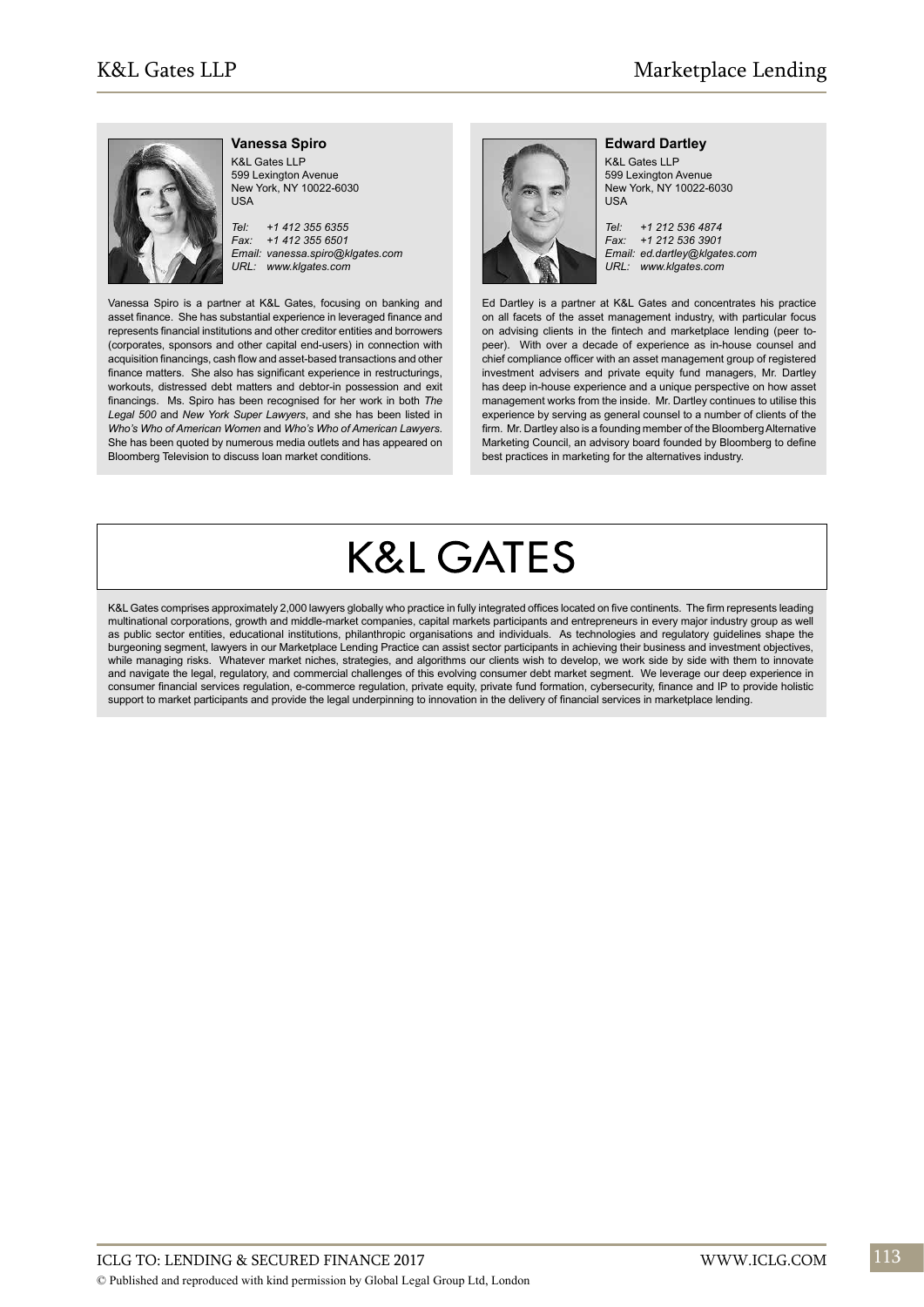### Vanessa Spiro

K&L Gates LLP
599 Lexington Avenue
New York, NY 10022-6030
USA

*Tel: +1 412 355 6355*
*Fax: +1 412 355 6501*
*Email: vanessa.spiro@klgates.com*
*URL: www.klgates.com*

Vanessa Spiro is a partner at K&L Gates, focusing on banking and asset finance. She has substantial experience in leveraged finance and represents financial institutions and other creditor entities and borrowers (corporates, sponsors and other capital end-users) in connection with acquisition financings, cash flow and asset-based transactions and other finance matters. She also has significant experience in restructurings, workouts, distressed debt matters and debtor-in possession and exit financings. Ms. Spiro has been recognised for her work in both *The Legal 500* and *New York Super Lawyers*, and she has been listed in *Who's Who of American Women* and *Who's Who of American Lawyers*. She has been quoted by numerous media outlets and has appeared on Bloomberg Television to discuss loan market conditions.

### Edward Dartley

K&L Gates LLP
599 Lexington Avenue
New York, NY 10022-6030
USA

*Tel: +1 212 536 4874*
*Fax: +1 212 536 3901*
*Email: ed.dartley@klgates.com*
*URL: www.klgates.com*

Ed Dartley is a partner at K&L Gates and concentrates his practice on all facets of the asset management industry, with particular focus on advising clients in the fintech and marketplace lending (peer to-peer). With over a decade of experience as in-house counsel and chief compliance officer with an asset management group of registered investment advisers and private equity fund managers, Mr. Dartley has deep in-house experience and a unique perspective on how asset management works from the inside. Mr. Dartley continues to utilise this experience by serving as general counsel to a number of clients of the firm. Mr. Dartley also is a founding member of the Bloomberg Alternative Marketing Council, an advisory board founded by Bloomberg to define best practices in marketing for the alternatives industry.

# K&L GATES

K&L Gates comprises approximately 2,000 lawyers globally who practice in fully integrated offices located on five continents. The firm represents leading multinational corporations, growth and middle-market companies, capital markets participants and entrepreneurs in every major industry group as well as public sector entities, educational institutions, philanthropic organisations and individuals. As technologies and regulatory guidelines shape the burgeoning segment, lawyers in our Marketplace Lending Practice can assist sector participants in achieving their business and investment objectives, while managing risks. Whatever market niches, strategies, and algorithms our clients wish to develop, we work side by side with them to innovate and navigate the legal, regulatory, and commercial challenges of this evolving consumer debt market segment. We leverage our deep experience in consumer financial services regulation, e-commerce regulation, private equity, private fund formation, cybersecurity, finance and IP to provide holistic support to market participants and provide the legal underpinning to innovation in the delivery of financial services in marketplace lending.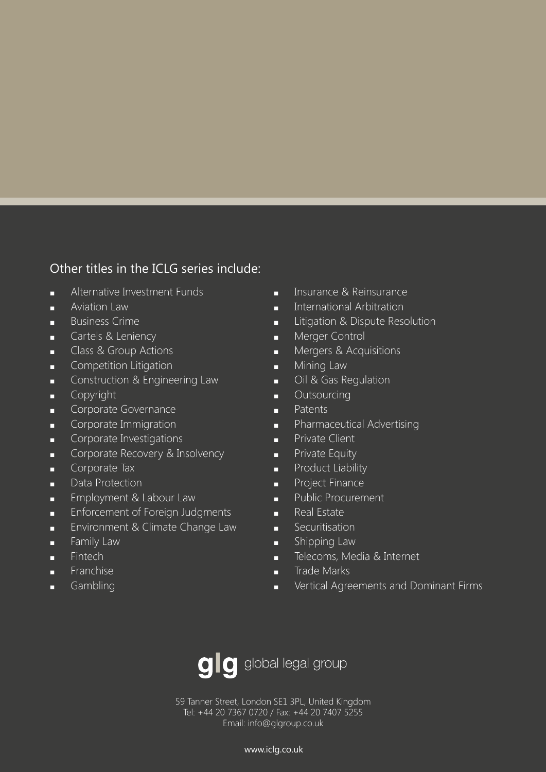Other titles in the ICLG series include:

- Alternative Investment Funds
- Aviation Law
- Business Crime
- Cartels & Leniency
- Class & Group Actions
- Competition Litigation
- Construction & Engineering Law
- Copyright
- Corporate Governance
- Corporate Immigration
- Corporate Investigations
- Corporate Recovery & Insolvency
- Corporate Tax
- Data Protection
- Employment & Labour Law
- Enforcement of Foreign Judgments
- Environment & Climate Change Law
- Family Law
- Fintech
- Franchise
- Gambling
- Insurance & Reinsurance
- International Arbitration
- Litigation & Dispute Resolution
- Merger Control
- Mergers & Acquisitions
- Mining Law
- Oil & Gas Regulation
- Outsourcing
- Patents
- Pharmaceutical Advertising
- Private Client
- Private Equity
- Product Liability
- Project Finance
- Public Procurement
- Real Estate
- Securitisation
- Shipping Law
- Telecoms, Media & Internet
- Trade Marks
- Vertical Agreements and Dominant Firms

glg global legal group

59 Tanner Street, London SE1 3PL, United Kingdom
Tel: +44 20 7367 0720 / Fax: +44 20 7407 5255
Email: info@glgroup.co.uk

www.iclg.co.uk